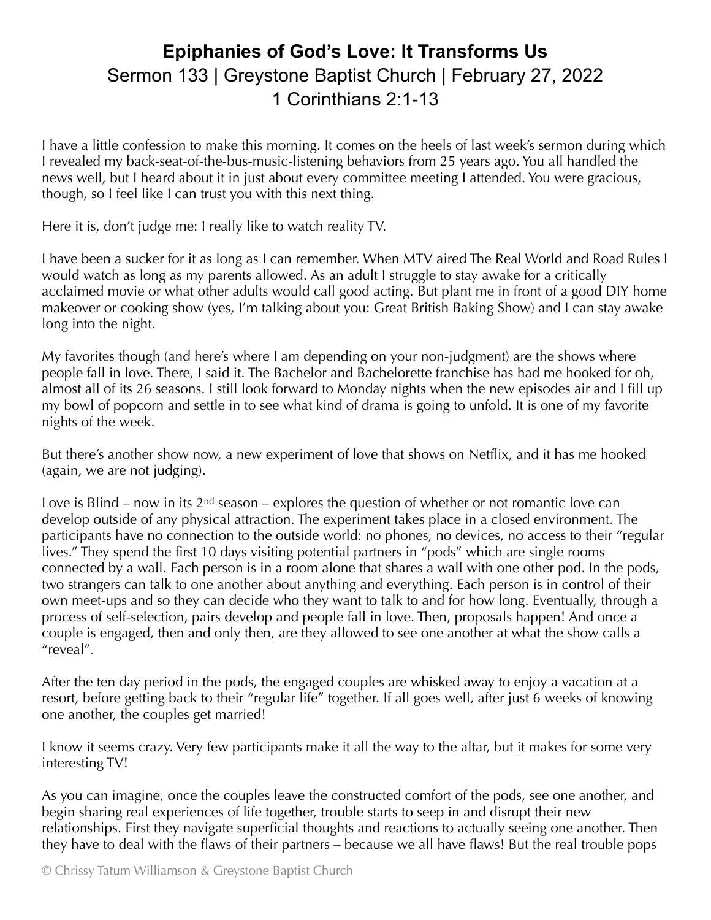# Epiphanies of God's Love: It Transforms Us

Sermon 133 | Greystone Baptist Church | February 27, 2022

1 Corinthians 2:1-13

I have a little confession to make this morning. It comes on the heels of last week's sermon during which I revealed my back-seat-of-the-bus-music-listening behaviors from 25 years ago. You all handled the news well, but I heard about it in just about every committee meeting I attended. You were gracious, though, so I feel like I can trust you with this next thing.

Here it is, don't judge me: I really like to watch reality TV.

I have been a sucker for it as long as I can remember. When MTV aired The Real World and Road Rules I would watch as long as my parents allowed. As an adult I struggle to stay awake for a critically acclaimed movie or what other adults would call good acting. But plant me in front of a good DIY home makeover or cooking show (yes, I'm talking about you: Great British Baking Show) and I can stay awake long into the night.

My favorites though (and here's where I am depending on your non-judgment) are the shows where people fall in love. There, I said it. The Bachelor and Bachelorette franchise has had me hooked for oh, almost all of its 26 seasons. I still look forward to Monday nights when the new episodes air and I fill up my bowl of popcorn and settle in to see what kind of drama is going to unfold. It is one of my favorite nights of the week.

But there's another show now, a new experiment of love that shows on Netflix, and it has me hooked (again, we are not judging).

Love is Blind – now in its 2nd season – explores the question of whether or not romantic love can develop outside of any physical attraction. The experiment takes place in a closed environment. The participants have no connection to the outside world: no phones, no devices, no access to their "regular lives." They spend the first 10 days visiting potential partners in "pods" which are single rooms connected by a wall. Each person is in a room alone that shares a wall with one other pod. In the pods, two strangers can talk to one another about anything and everything. Each person is in control of their own meet-ups and so they can decide who they want to talk to and for how long. Eventually, through a process of self-selection, pairs develop and people fall in love. Then, proposals happen! And once a couple is engaged, then and only then, are they allowed to see one another at what the show calls a "reveal".

After the ten day period in the pods, the engaged couples are whisked away to enjoy a vacation at a resort, before getting back to their "regular life" together. If all goes well, after just 6 weeks of knowing one another, the couples get married!

I know it seems crazy. Very few participants make it all the way to the altar, but it makes for some very interesting TV!

As you can imagine, once the couples leave the constructed comfort of the pods, see one another, and begin sharing real experiences of life together, trouble starts to seep in and disrupt their new relationships. First they navigate superficial thoughts and reactions to actually seeing one another. Then they have to deal with the flaws of their partners – because we all have flaws! But the real trouble pops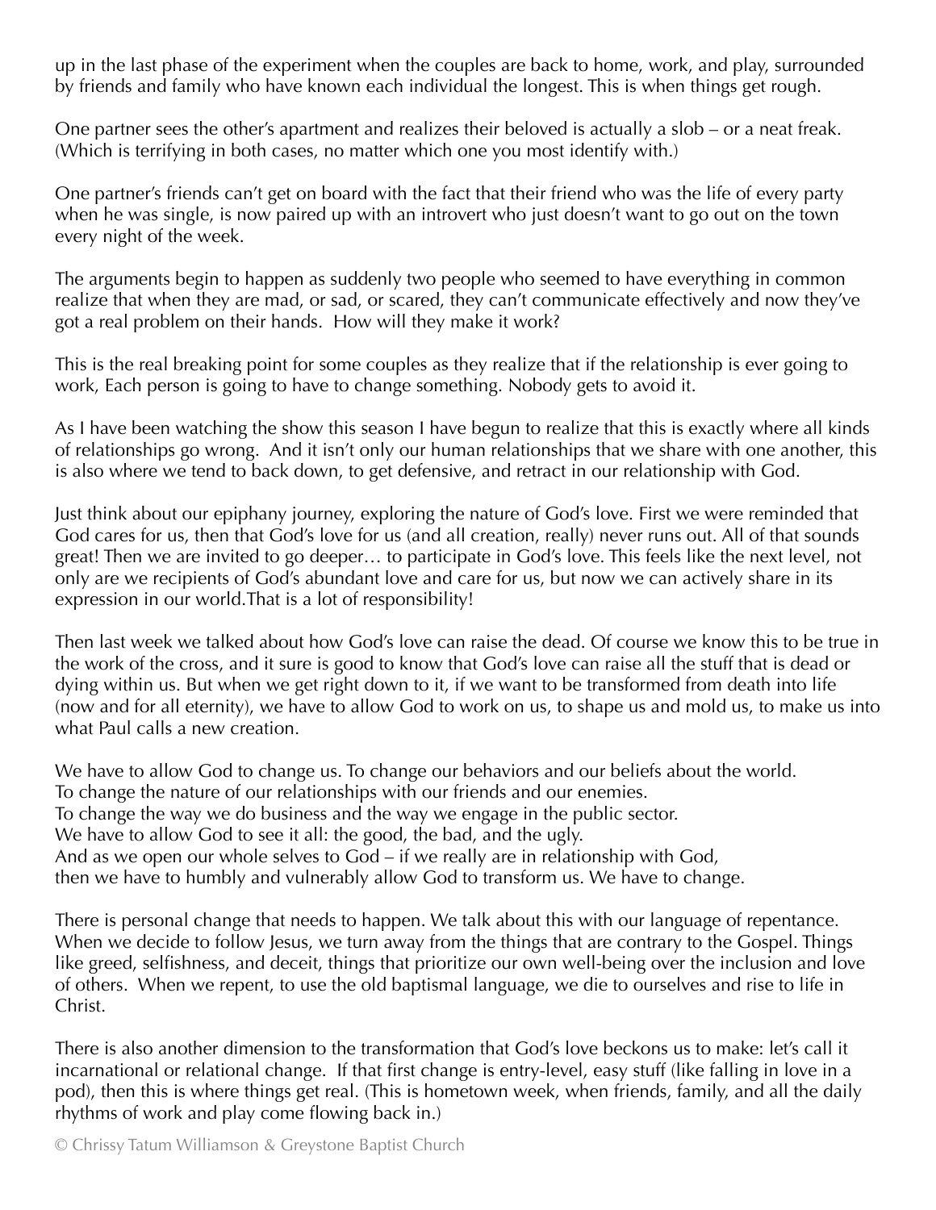up in the last phase of the experiment when the couples are back to home, work, and play, surrounded by friends and family who have known each individual the longest. This is when things get rough.

One partner sees the other's apartment and realizes their beloved is actually a slob – or a neat freak. (Which is terrifying in both cases, no matter which one you most identify with.)

One partner's friends can't get on board with the fact that their friend who was the life of every party when he was single, is now paired up with an introvert who just doesn't want to go out on the town every night of the week.

The arguments begin to happen as suddenly two people who seemed to have everything in common realize that when they are mad, or sad, or scared, they can't communicate effectively and now they've got a real problem on their hands. How will they make it work?

This is the real breaking point for some couples as they realize that if the relationship is ever going to work, Each person is going to have to change something. Nobody gets to avoid it.

As I have been watching the show this season I have begun to realize that this is exactly where all kinds of relationships go wrong. And it isn't only our human relationships that we share with one another, this is also where we tend to back down, to get defensive, and retract in our relationship with God.

Just think about our epiphany journey, exploring the nature of God's love. First we were reminded that God cares for us, then that God's love for us (and all creation, really) never runs out. All of that sounds great! Then we are invited to go deeper… to participate in God's love. This feels like the next level, not only are we recipients of God's abundant love and care for us, but now we can actively share in its expression in our world.That is a lot of responsibility!

Then last week we talked about how God's love can raise the dead. Of course we know this to be true in the work of the cross, and it sure is good to know that God's love can raise all the stuff that is dead or dying within us. But when we get right down to it, if we want to be transformed from death into life (now and for all eternity), we have to allow God to work on us, to shape us and mold us, to make us into what Paul calls a new creation.

We have to allow God to change us. To change our behaviors and our beliefs about the world.
To change the nature of our relationships with our friends and our enemies.
To change the way we do business and the way we engage in the public sector.
We have to allow God to see it all: the good, the bad, and the ugly.
And as we open our whole selves to God – if we really are in relationship with God,
then we have to humbly and vulnerably allow God to transform us. We have to change.

There is personal change that needs to happen. We talk about this with our language of repentance. When we decide to follow Jesus, we turn away from the things that are contrary to the Gospel. Things like greed, selfishness, and deceit, things that prioritize our own well-being over the inclusion and love of others. When we repent, to use the old baptismal language, we die to ourselves and rise to life in Christ.

There is also another dimension to the transformation that God's love beckons us to make: let's call it incarnational or relational change. If that first change is entry-level, easy stuff (like falling in love in a pod), then this is where things get real. (This is hometown week, when friends, family, and all the daily rhythms of work and play come flowing back in.)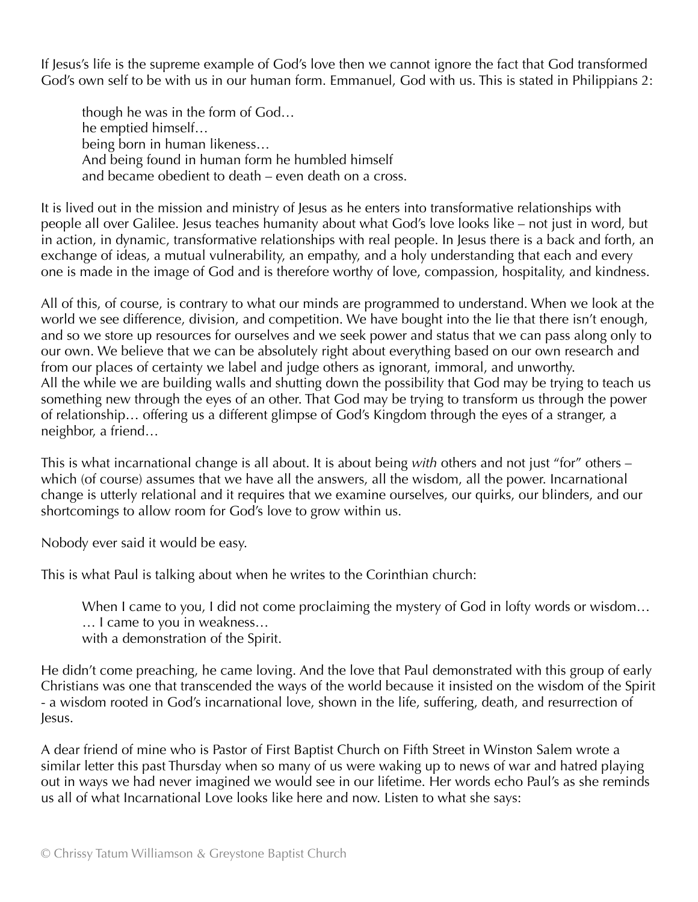If Jesus's life is the supreme example of God's love then we cannot ignore the fact that God transformed God's own self to be with us in our human form. Emmanuel, God with us. This is stated in Philippians 2:

> though he was in the form of God…  
> he emptied himself…  
> being born in human likeness…  
> And being found in human form he humbled himself  
> and became obedient to death – even death on a cross.

It is lived out in the mission and ministry of Jesus as he enters into transformative relationships with people all over Galilee. Jesus teaches humanity about what God's love looks like – not just in word, but in action, in dynamic, transformative relationships with real people. In Jesus there is a back and forth, an exchange of ideas, a mutual vulnerability, an empathy, and a holy understanding that each and every one is made in the image of God and is therefore worthy of love, compassion, hospitality, and kindness.

All of this, of course, is contrary to what our minds are programmed to understand. When we look at the world we see difference, division, and competition. We have bought into the lie that there isn't enough, and so we store up resources for ourselves and we seek power and status that we can pass along only to our own. We believe that we can be absolutely right about everything based on our own research and from our places of certainty we label and judge others as ignorant, immoral, and unworthy.
All the while we are building walls and shutting down the possibility that God may be trying to teach us something new through the eyes of an other. That God may be trying to transform us through the power of relationship… offering us a different glimpse of God's Kingdom through the eyes of a stranger, a neighbor, a friend…

This is what incarnational change is all about. It is about being *with* others and not just "for" others – which (of course) assumes that we have all the answers, all the wisdom, all the power. Incarnational change is utterly relational and it requires that we examine ourselves, our quirks, our blinders, and our shortcomings to allow room for God's love to grow within us.

Nobody ever said it would be easy.

This is what Paul is talking about when he writes to the Corinthian church:

> When I came to you, I did not come proclaiming the mystery of God in lofty words or wisdom…  
> … I came to you in weakness…  
> with a demonstration of the Spirit.

He didn't come preaching, he came loving. And the love that Paul demonstrated with this group of early Christians was one that transcended the ways of the world because it insisted on the wisdom of the Spirit - a wisdom rooted in God's incarnational love, shown in the life, suffering, death, and resurrection of Jesus.

A dear friend of mine who is Pastor of First Baptist Church on Fifth Street in Winston Salem wrote a similar letter this past Thursday when so many of us were waking up to news of war and hatred playing out in ways we had never imagined we would see in our lifetime. Her words echo Paul's as she reminds us all of what Incarnational Love looks like here and now. Listen to what she says: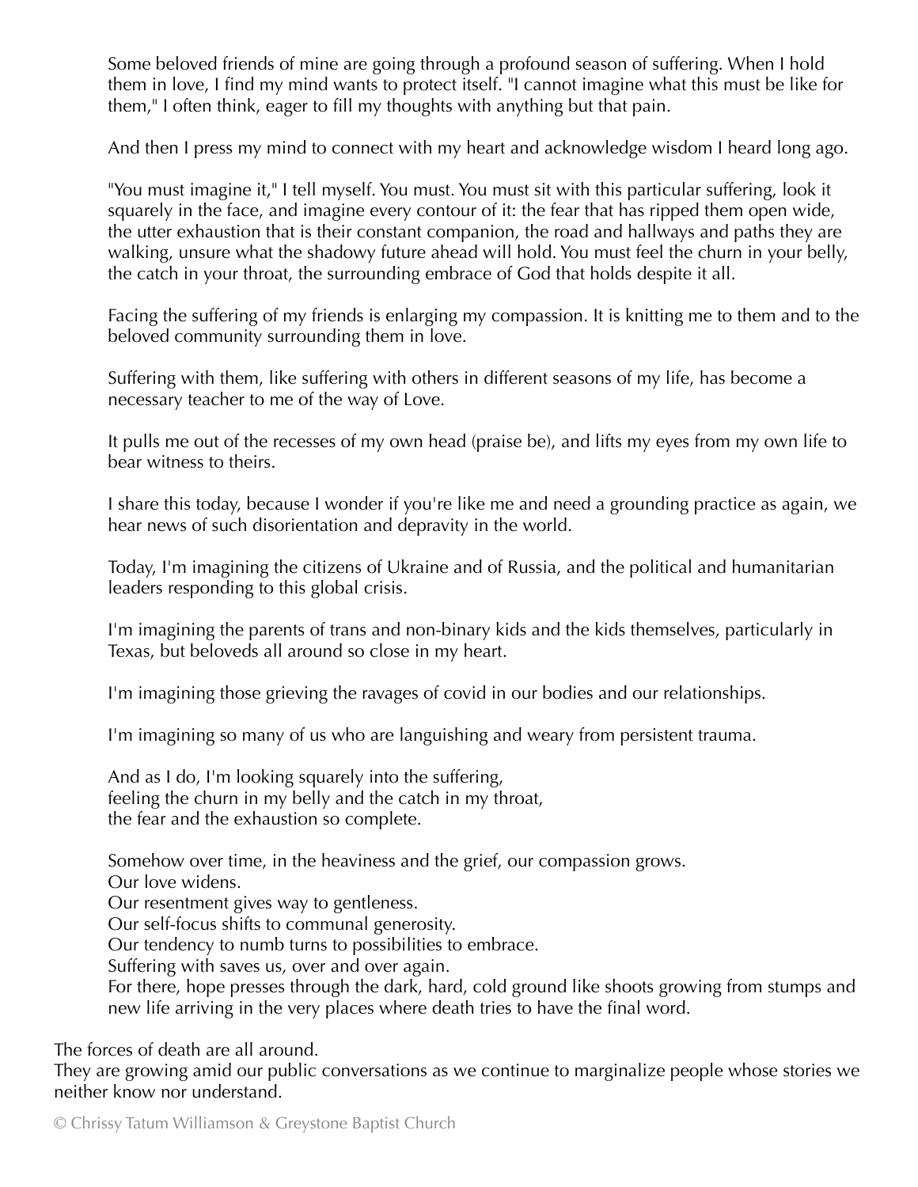Some beloved friends of mine are going through a profound season of suffering. When I hold them in love, I find my mind wants to protect itself. "I cannot imagine what this must be like for them," I often think, eager to fill my thoughts with anything but that pain.

And then I press my mind to connect with my heart and acknowledge wisdom I heard long ago.

"You must imagine it," I tell myself. You must. You must sit with this particular suffering, look it squarely in the face, and imagine every contour of it: the fear that has ripped them open wide, the utter exhaustion that is their constant companion, the road and hallways and paths they are walking, unsure what the shadowy future ahead will hold. You must feel the churn in your belly, the catch in your throat, the surrounding embrace of God that holds despite it all.

Facing the suffering of my friends is enlarging my compassion. It is knitting me to them and to the beloved community surrounding them in love.

Suffering with them, like suffering with others in different seasons of my life, has become a necessary teacher to me of the way of Love.

It pulls me out of the recesses of my own head (praise be), and lifts my eyes from my own life to bear witness to theirs.

I share this today, because I wonder if you're like me and need a grounding practice as again, we hear news of such disorientation and depravity in the world.

Today, I'm imagining the citizens of Ukraine and of Russia, and the political and humanitarian leaders responding to this global crisis.

I'm imagining the parents of trans and non-binary kids and the kids themselves, particularly in Texas, but beloveds all around so close in my heart.

I'm imagining those grieving the ravages of covid in our bodies and our relationships.

I'm imagining so many of us who are languishing and weary from persistent trauma.

And as I do, I'm looking squarely into the suffering,
feeling the churn in my belly and the catch in my throat,
the fear and the exhaustion so complete.

Somehow over time, in the heaviness and the grief, our compassion grows.
Our love widens.
Our resentment gives way to gentleness.
Our self-focus shifts to communal generosity.
Our tendency to numb turns to possibilities to embrace.
Suffering with saves us, over and over again.
For there, hope presses through the dark, hard, cold ground like shoots growing from stumps and new life arriving in the very places where death tries to have the final word.

The forces of death are all around.
They are growing amid our public conversations as we continue to marginalize people whose stories we neither know nor understand.

© Chrissy Tatum Williamson & Greystone Baptist Church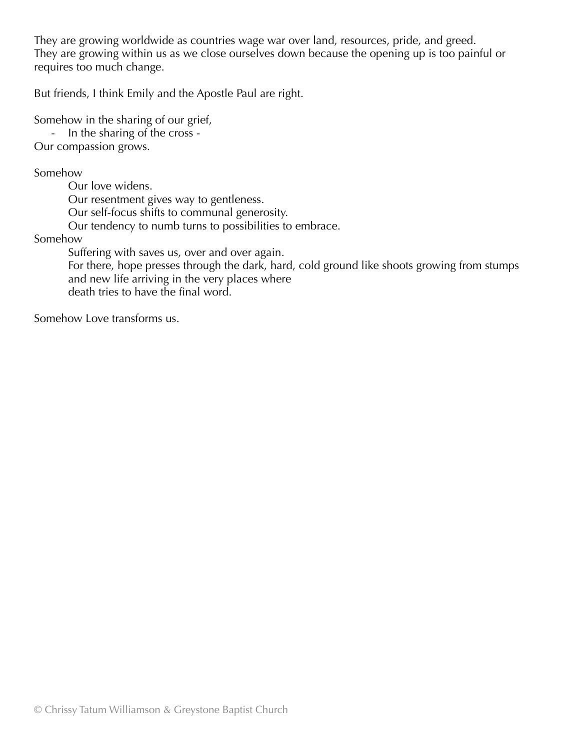They are growing worldwide as countries wage war over land, resources, pride, and greed.
They are growing within us as we close ourselves down because the opening up is too painful or requires too much change.

But friends, I think Emily and the Apostle Paul are right.

Somehow in the sharing of our grief,
- In the sharing of the cross -

Our compassion grows.

Somehow
 Our love widens.
 Our resentment gives way to gentleness.
 Our self-focus shifts to communal generosity.
 Our tendency to numb turns to possibilities to embrace.

Somehow
 Suffering with saves us, over and over again.
 For there, hope presses through the dark, hard, cold ground like shoots growing from stumps
 and new life arriving in the very places where
 death tries to have the final word.

Somehow Love transforms us.

© Chrissy Tatum Williamson & Greystone Baptist Church